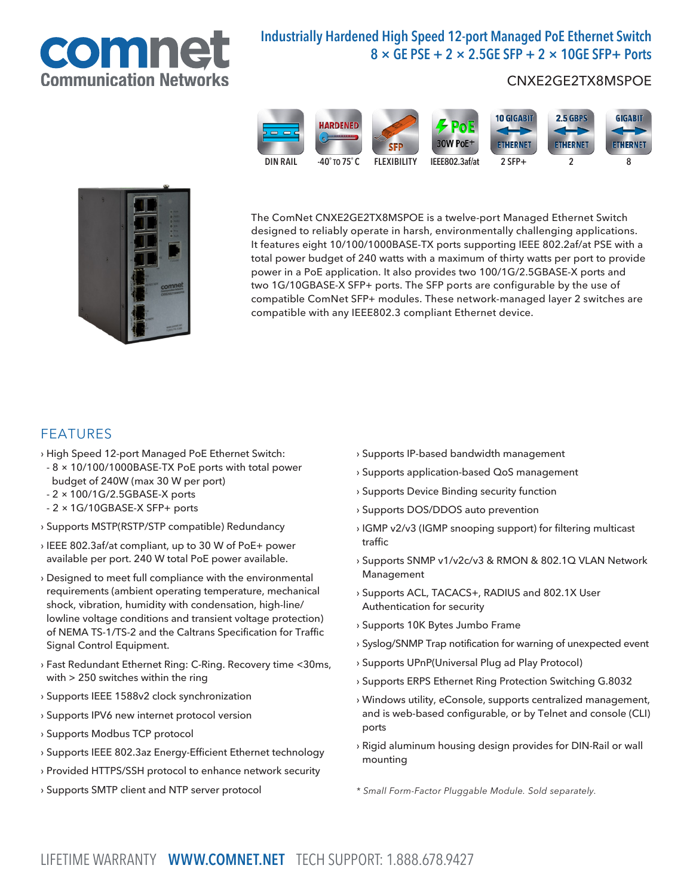# Industrially Hardened High Speed 12-port Managed PoE Ethernet Switch

## 8 × GE PSE + 2 × 2.5GE SFP + 2 × 10GE SFP+ Ports

CNXE2GE2TX8MSPOE

DIN RAIL | -40° TO 75° C | FLEXIBILITY | IEEE802.3af/at | 2 SFP+ | 2 | 8

The ComNet CNXE2GE2TX8MSPOE is a twelve-port Managed Ethernet Switch designed to reliably operate in harsh, environmentally challenging applications. It features eight 10/100/1000BASE-TX ports supporting IEEE 802.2af/at PSE with a total power budget of 240 watts with a maximum of thirty watts per port to provide power in a PoE application. It also provides two 100/1G/2.5GBASE-X ports and two 1G/10GBASE-X SFP+ ports. The SFP ports are configurable by the use of compatible ComNet SFP+ modules. These network-managed layer 2 switches are compatible with any IEEE802.3 compliant Ethernet device.

## FEATURES

› High Speed 12-port Managed PoE Ethernet Switch:
  - 8 × 10/100/1000BASE-TX PoE ports with total power budget of 240W (max 30 W per port)
  - 2 × 100/1G/2.5GBASE-X ports
  - 2 × 1G/10GBASE-X SFP+ ports

› Supports MSTP(RSTP/STP compatible) Redundancy

› IEEE 802.3af/at compliant, up to 30 W of PoE+ power available per port. 240 W total PoE power available.

› Designed to meet full compliance with the environmental requirements (ambient operating temperature, mechanical shock, vibration, humidity with condensation, high-line/lowline voltage conditions and transient voltage protection) of NEMA TS-1/TS-2 and the Caltrans Specification for Traffic Signal Control Equipment.

› Fast Redundant Ethernet Ring: C-Ring. Recovery time <30ms, with > 250 switches within the ring

› Supports IEEE 1588v2 clock synchronization

› Supports IPV6 new internet protocol version

› Supports Modbus TCP protocol

› Supports IEEE 802.3az Energy-Efficient Ethernet technology

› Provided HTTPS/SSH protocol to enhance network security

› Supports SMTP client and NTP server protocol

› Supports IP-based bandwidth management

› Supports application-based QoS management

› Supports Device Binding security function

› Supports DOS/DDOS auto prevention

› IGMP v2/v3 (IGMP snooping support) for filtering multicast traffic

› Supports SNMP v1/v2c/v3 & RMON & 802.1Q VLAN Network Management

› Supports ACL, TACACS+, RADIUS and 802.1X User Authentication for security

› Supports 10K Bytes Jumbo Frame

› Syslog/SNMP Trap notification for warning of unexpected event

› Supports UPnP(Universal Plug ad Play Protocol)

› Supports ERPS Ethernet Ring Protection Switching G.8032

› Windows utility, eConsole, supports centralized management, and is web-based configurable, or by Telnet and console (CLI) ports

› Rigid aluminum housing design provides for DIN-Rail or wall mounting

*\* Small Form-Factor Pluggable Module. Sold separately.*

LIFETIME WARRANTY **WWW.COMNET.NET** TECH SUPPORT: 1.888.678.9427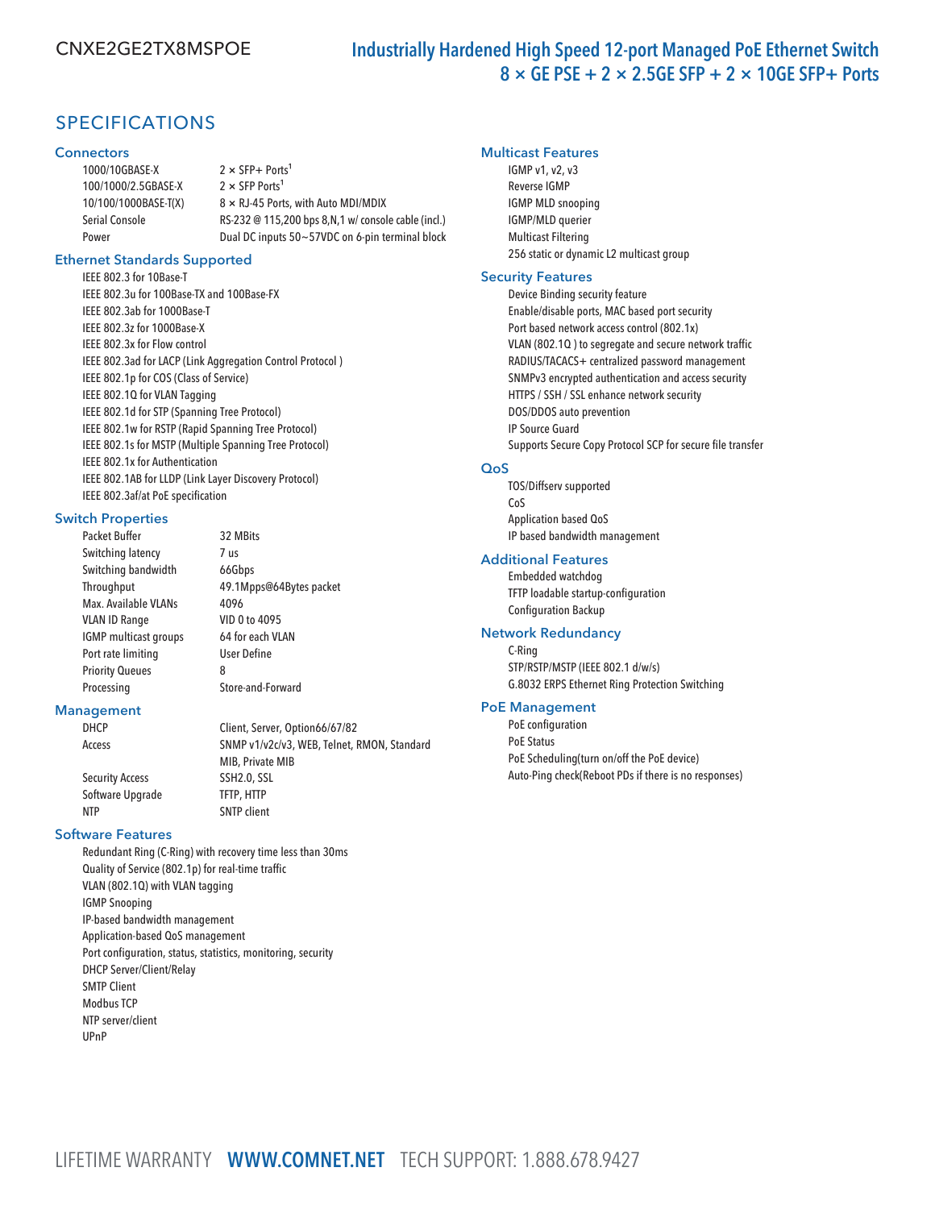CNXE2GE2TX8MSPOE

# Industrially Hardened High Speed 12-port Managed PoE Ethernet Switch 8 × GE PSE + 2 × 2.5GE SFP + 2 × 10GE SFP+ Ports

## SPECIFICATIONS

### Connectors

| | |
|---|---|
| 1000/10GBASE-X | 2 × SFP+ Ports[1] |
| 100/1000/2.5GBASE-X | 2 × SFP Ports[1] |
| 10/100/1000BASE-T(X) | 8 × RJ-45 Ports, with Auto MDI/MDIX |
| Serial Console | RS-232 @ 115,200 bps 8,N,1 w/ console cable (incl.) |
| Power | Dual DC inputs 50~57VDC on 6-pin terminal block |

### Ethernet Standards Supported

- IEEE 802.3 for 10Base-T
- IEEE 802.3u for 100Base-TX and 100Base-FX
- IEEE 802.3ab for 1000Base-T
- IEEE 802.3z for 1000Base-X
- IEEE 802.3x for Flow control
- IEEE 802.3ad for LACP (Link Aggregation Control Protocol )
- IEEE 802.1p for COS (Class of Service)
- IEEE 802.1Q for VLAN Tagging
- IEEE 802.1d for STP (Spanning Tree Protocol)
- IEEE 802.1w for RSTP (Rapid Spanning Tree Protocol)
- IEEE 802.1s for MSTP (Multiple Spanning Tree Protocol)
- IEEE 802.1x for Authentication
- IEEE 802.1AB for LLDP (Link Layer Discovery Protocol)
- IEEE 802.3af/at PoE specification

### Switch Properties

| | |
|---|---|
| Packet Buffer | 32 MBits |
| Switching latency | 7 us |
| Switching bandwidth | 66Gbps |
| Throughput | 49.1Mpps@64Bytes packet |
| Max. Available VLANs | 4096 |
| VLAN ID Range | VID 0 to 4095 |
| IGMP multicast groups | 64 for each VLAN |
| Port rate limiting | User Define |
| Priority Queues | 8 |
| Processing | Store-and-Forward |

### Management

| | |
|---|---|
| DHCP | Client, Server, Option66/67/82 |
| Access | SNMP v1/v2c/v3, WEB, Telnet, RMON, Standard MIB, Private MIB |
| Security Access | SSH2.0, SSL |
| Software Upgrade | TFTP, HTTP |
| NTP | SNTP client |

### Software Features

- Redundant Ring (C-Ring) with recovery time less than 30ms
- Quality of Service (802.1p) for real-time traffic
- VLAN (802.1Q) with VLAN tagging
- IGMP Snooping
- IP-based bandwidth management
- Application-based QoS management
- Port configuration, status, statistics, monitoring, security
- DHCP Server/Client/Relay
- SMTP Client
- Modbus TCP
- NTP server/client
- UPnP

### Multicast Features

- IGMP v1, v2, v3
- Reverse IGMP
- IGMP MLD snooping
- IGMP/MLD querier
- Multicast Filtering
- 256 static or dynamic L2 multicast group

### Security Features

- Device Binding security feature
- Enable/disable ports, MAC based port security
- Port based network access control (802.1x)
- VLAN (802.1Q ) to segregate and secure network traffic
- RADIUS/TACACS+ centralized password management
- SNMPv3 encrypted authentication and access security
- HTTPS / SSH / SSL enhance network security
- DOS/DDOS auto prevention
- IP Source Guard
- Supports Secure Copy Protocol SCP for secure file transfer

### QoS

- TOS/Diffserv supported
- CoS
- Application based QoS
- IP based bandwidth management

### Additional Features

- Embedded watchdog
- TFTP loadable startup-configuration
- Configuration Backup

### Network Redundancy

- C-Ring
- STP/RSTP/MSTP (IEEE 802.1 d/w/s)
- G.8032 ERPS Ethernet Ring Protection Switching

### PoE Management

- PoE configuration
- PoE Status
- PoE Scheduling(turn on/off the PoE device)
- Auto-Ping check(Reboot PDs if there is no responses)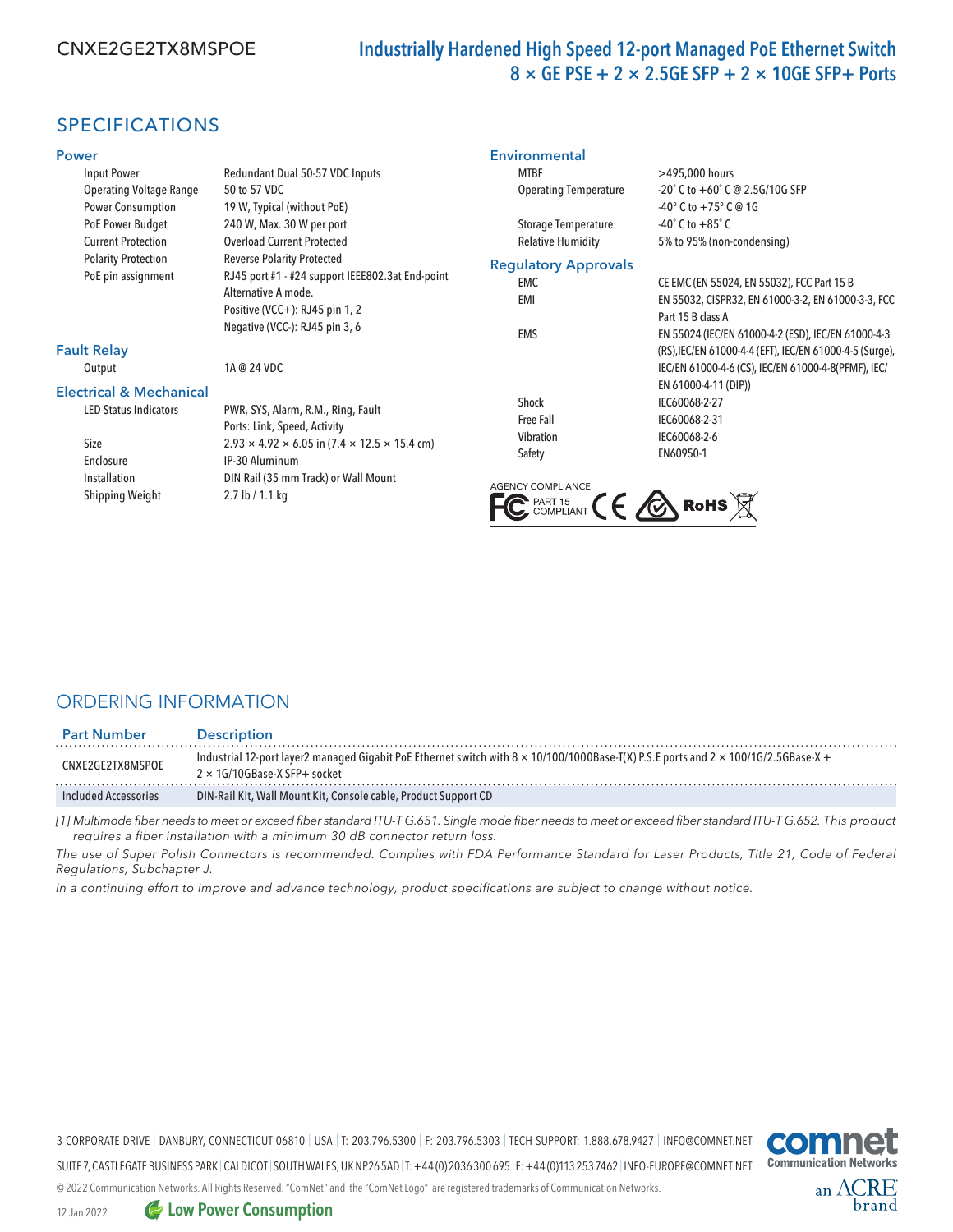CNXE2GE2TX8MSPOE

# Industrially Hardened High Speed 12-port Managed PoE Ethernet Switch 8 × GE PSE + 2 × 2.5GE SFP + 2 × 10GE SFP+ Ports

## SPECIFICATIONS

### Power

| | |
|---|---|
| Input Power | Redundant Dual 50-57 VDC Inputs |
| Operating Voltage Range | 50 to 57 VDC |
| Power Consumption | 19 W, Typical (without PoE) |
| PoE Power Budget | 240 W, Max. 30 W per port |
| Current Protection | Overload Current Protected |
| Polarity Protection | Reverse Polarity Protected |
| PoE pin assignment | RJ45 port #1 - #24 support IEEE802.3at End-point Alternative A mode. Positive (VCC+): RJ45 pin 1, 2 Negative (VCC-): RJ45 pin 3, 6 |

### Fault Relay

| | |
|---|---|
| Output | 1A @ 24 VDC |

### Electrical & Mechanical

| | |
|---|---|
| LED Status Indicators | PWR, SYS, Alarm, R.M., Ring, Fault Ports: Link, Speed, Activity |
| Size | 2.93 × 4.92 × 6.05 in (7.4 × 12.5 × 15.4 cm) |
| Enclosure | IP-30 Aluminum |
| Installation | DIN Rail (35 mm Track) or Wall Mount |
| Shipping Weight | 2.7 lb / 1.1 kg |

### Environmental

| | |
|---|---|
| MTBF | >495,000 hours |
| Operating Temperature | -20° C to +60° C @ 2.5G/10G SFP -40° C to +75° C @ 1G |
| Storage Temperature | -40° C to +85° C |
| Relative Humidity | 5% to 95% (non-condensing) |

### Regulatory Approvals

| | |
|---|---|
| EMC | CE EMC (EN 55024, EN 55032), FCC Part 15 B |
| EMI | EN 55032, CISPR32, EN 61000-3-2, EN 61000-3-3, FCC Part 15 B class A |
| EMS | EN 55024 (IEC/EN 61000-4-2 (ESD), IEC/EN 61000-4-3 (RS),IEC/EN 61000-4-4 (EFT), IEC/EN 61000-4-5 (Surge), IEC/EN 61000-4-6 (CS), IEC/EN 61000-4-8(PFMF), IEC/ EN 61000-4-11 (DIP)) |
| Shock | IEC60068-2-27 |
| Free Fall | IEC60068-2-31 |
| Vibration | IEC60068-2-6 |
| Safety | EN60950-1 |

AGENCY COMPLIANCE

FC PART 15 COMPLIANT CE RoHS

## ORDERING INFORMATION

| Part Number | Description |
|---|---|
| CNXE2GE2TX8MSPOE | Industrial 12-port layer2 managed Gigabit PoE Ethernet switch with 8 × 10/100/1000Base-T(X) P.S.E ports and 2 × 100/1G/2.5GBase-X + 2 × 1G/10GBase-X SFP+ socket |
| Included Accessories | DIN-Rail Kit, Wall Mount Kit, Console cable, Product Support CD |

*[1] Multimode fiber needs to meet or exceed fiber standard ITU-T G.651. Single mode fiber needs to meet or exceed fiber standard ITU-T G.652. This product requires a fiber installation with a minimum 30 dB connector return loss.*

*The use of Super Polish Connectors is recommended. Complies with FDA Performance Standard for Laser Products, Title 21, Code of Federal Regulations, Subchapter J.*

*In a continuing effort to improve and advance technology, product specifications are subject to change without notice.*

3 CORPORATE DRIVE | DANBURY, CONNECTICUT 06810 | USA | T: 203.796.5300 | F: 203.796.5303 | TECH SUPPORT: 1.888.678.9427 | INFO@COMNET.NET

SUITE 7, CASTLEGATE BUSINESS PARK | CALDICOT | SOUTH WALES, UK NP26 5AD | T: +44 (0)2036 300 695 | F: +44 (0)113 253 7462 | INFO-EUROPE@COMNET.NET

© 2022 Communication Networks. All Rights Reserved. "ComNet" and the "ComNet Logo" are registered trademarks of Communication Networks.

12 Jan 2022 Low Power Consumption

comnet Communication Networks — an ACRE brand